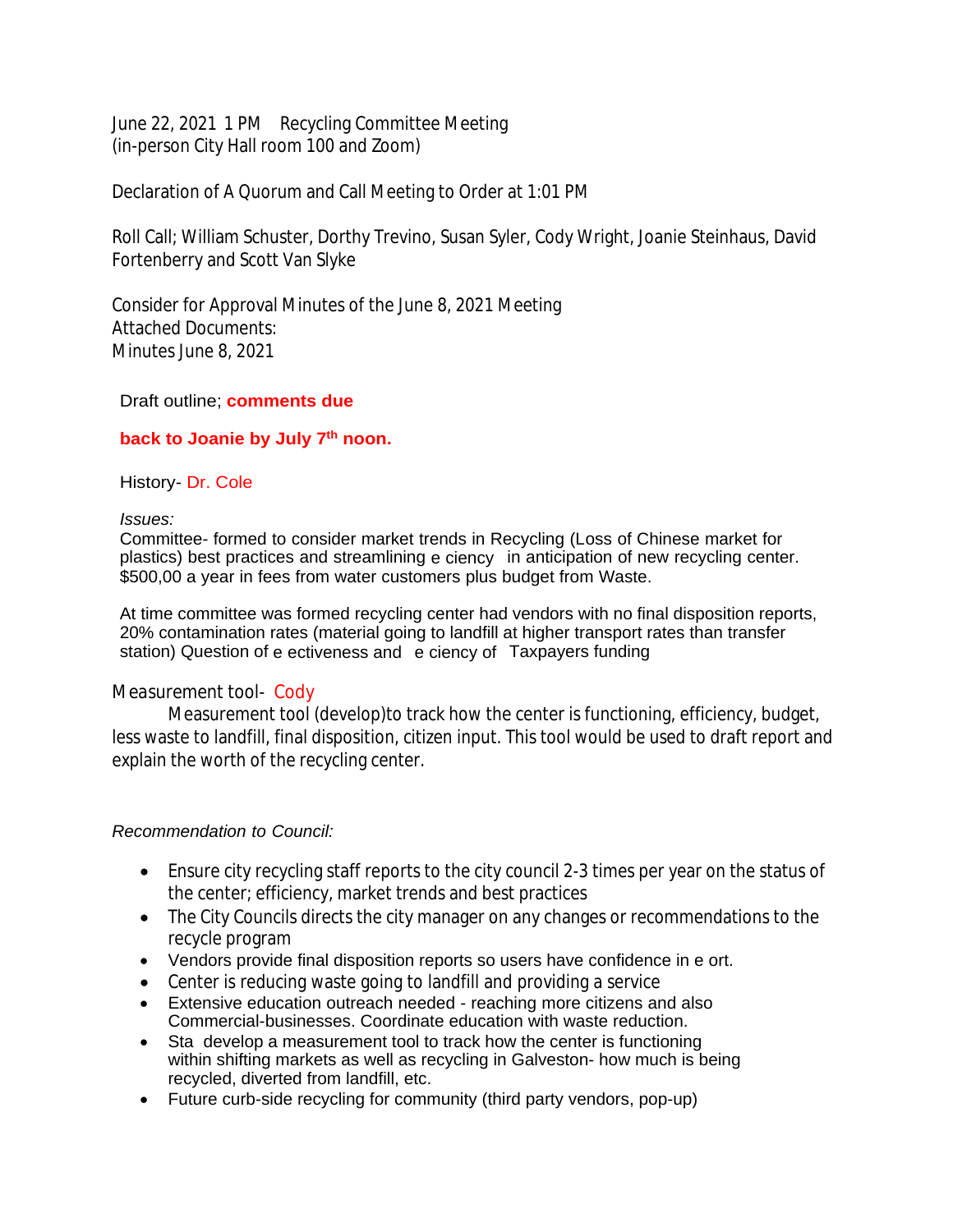June 22, 2021 1 PM Recycling Committee Meeting
(in-person City Hall room 100 and Zoom)

Declaration of A Quorum and Call Meeting to Order at 1:01 PM

Roll Call; William Schuster, Dorthy Trevino, Susan Syler, Cody Wright, Joanie Steinhaus, David Fortenberry and Scott Van Slyke

Consider for Approval Minutes of the June 8, 2021 Meeting
Attached Documents:
Minutes June 8, 2021

Draft outline; **comments due**

**back to Joanie by July 7th noon.**

History- Dr. Cole

*Issues:*
Committee- formed to consider market trends in Recycling (Loss of Chinese market for plastics) best practices and streamlining e ciency in anticipation of new recycling center. $500,00 a year in fees from water customers plus budget from Waste.

At time committee was formed recycling center had vendors with no final disposition reports, 20% contamination rates (material going to landfill at higher transport rates than transfer station) Question of e ectiveness and e ciency of Taxpayers funding

Measurement tool- Cody

Measurement tool (develop)to track how the center is functioning, efficiency, budget, less waste to landfill, final disposition, citizen input. This tool would be used to draft report and explain the worth of the recycling center.

*Recommendation to Council:*

- Ensure city recycling staff reports to the city council 2-3 times per year on the status of the center; efficiency, market trends and best practices
- The City Councils directs the city manager on any changes or recommendations to the recycle program
- Vendors provide final disposition reports so users have confidence in e ort.
- Center is reducing waste going to landfill and providing a service
- Extensive education outreach needed - reaching more citizens and also Commercial-businesses. Coordinate education with waste reduction.
- Sta develop a measurement tool to track how the center is functioning within shifting markets as well as recycling in Galveston- how much is being recycled, diverted from landfill, etc.
- Future curb-side recycling for community (third party vendors, pop-up)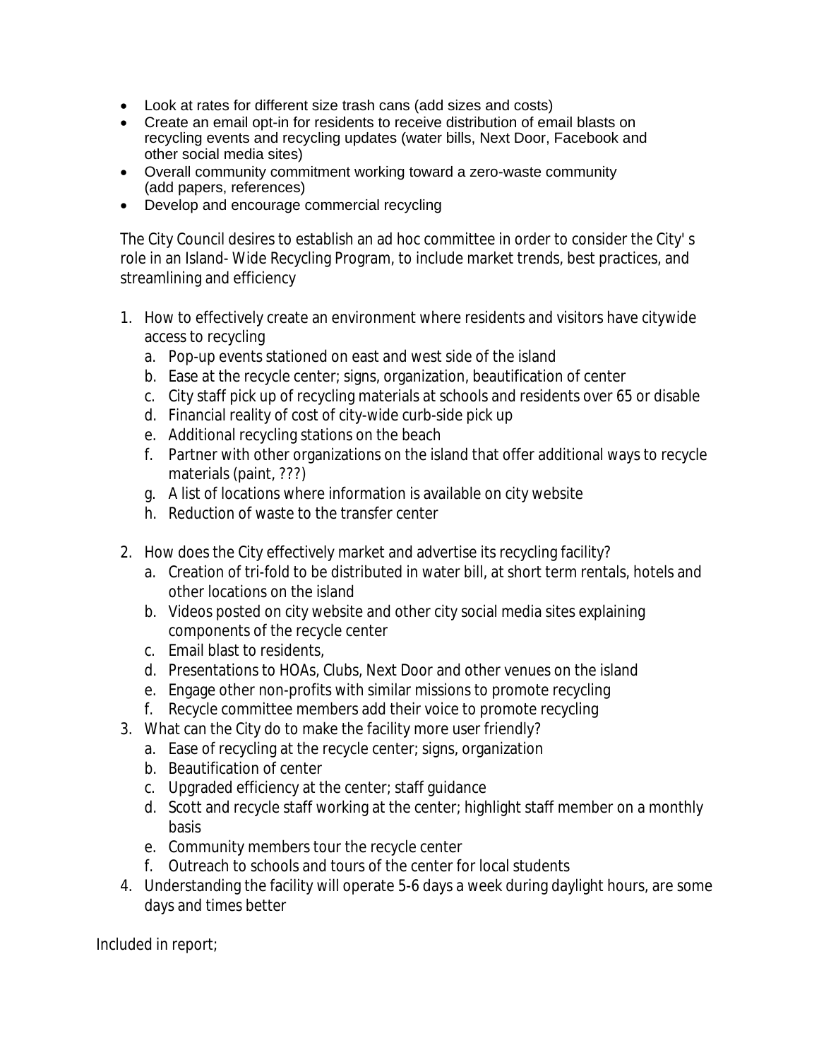- Look at rates for different size trash cans (add sizes and costs)
- Create an email opt-in for residents to receive distribution of email blasts on recycling events and recycling updates (water bills, Next Door, Facebook and other social media sites)
- Overall community commitment working toward a zero-waste community (add papers, references)
- Develop and encourage commercial recycling

The City Council desires to establish an ad hoc committee in order to consider the City' s role in an Island- Wide Recycling Program, to include market trends, best practices, and streamlining and efficiency

1. How to effectively create an environment where residents and visitors have citywide access to recycling
   a. Pop-up events stationed on east and west side of the island
   b. Ease at the recycle center; signs, organization, beautification of center
   c. City staff pick up of recycling materials at schools and residents over 65 or disable
   d. Financial reality of cost of city-wide curb-side pick up
   e. Additional recycling stations on the beach
   f. Partner with other organizations on the island that offer additional ways to recycle materials (paint, ???)
   g. A list of locations where information is available on city website
   h. Reduction of waste to the transfer center
2. How does the City effectively market and advertise its recycling facility?
   a. Creation of tri-fold to be distributed in water bill, at short term rentals, hotels and other locations on the island
   b. Videos posted on city website and other city social media sites explaining components of the recycle center
   c. Email blast to residents,
   d. Presentations to HOAs, Clubs, Next Door and other venues on the island
   e. Engage other non-profits with similar missions to promote recycling
   f. Recycle committee members add their voice to promote recycling
3. What can the City do to make the facility more user friendly?
   a. Ease of recycling at the recycle center; signs, organization
   b. Beautification of center
   c. Upgraded efficiency at the center; staff guidance
   d. Scott and recycle staff working at the center; highlight staff member on a monthly basis
   e. Community members tour the recycle center
   f. Outreach to schools and tours of the center for local students
4. Understanding the facility will operate 5-6 days a week during daylight hours, are some days and times better

Included in report;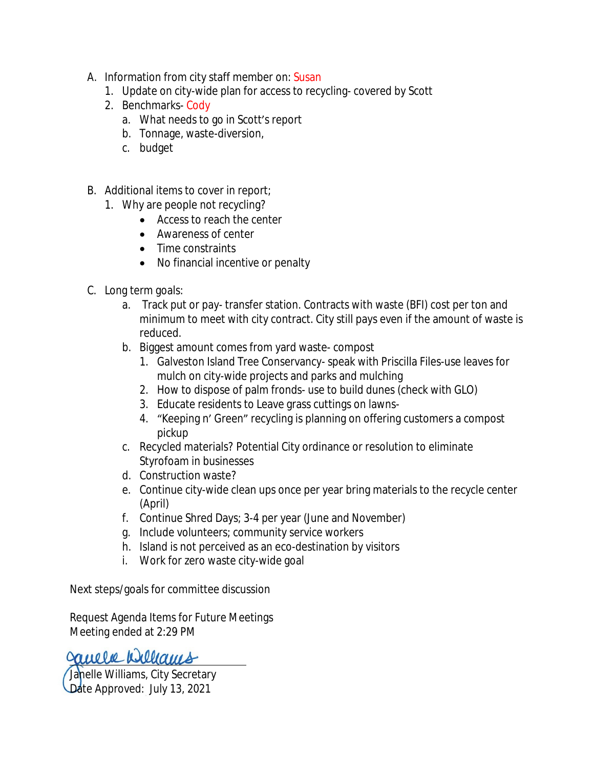A. Information from city staff member on: Susan
   1. Update on city-wide plan for access to recycling- covered by Scott
   2. Benchmarks- Cody
      a. What needs to go in Scott's report
      b. Tonnage, waste-diversion,
      c. budget

B. Additional items to cover in report;
   1. Why are people not recycling?
      - Access to reach the center
      - Awareness of center
      - Time constraints
      - No financial incentive or penalty

C. Long term goals:
   a. Track put or pay- transfer station. Contracts with waste (BFI) cost per ton and minimum to meet with city contract. City still pays even if the amount of waste is reduced.
   b. Biggest amount comes from yard waste- compost
      1. Galveston Island Tree Conservancy- speak with Priscilla Files-use leaves for mulch on city-wide projects and parks and mulching
      2. How to dispose of palm fronds- use to build dunes (check with GLO)
      3. Educate residents to Leave grass cuttings on lawns-
      4. "Keeping n' Green" recycling is planning on offering customers a compost pickup
   c. Recycled materials? Potential City ordinance or resolution to eliminate Styrofoam in businesses
   d. Construction waste?
   e. Continue city-wide clean ups once per year bring materials to the recycle center (April)
   f. Continue Shred Days; 3-4 per year (June and November)
   g. Include volunteers; community service workers
   h. Island is not perceived as an eco-destination by visitors
   i. Work for zero waste city-wide goal

Next steps/goals for committee discussion

Request Agenda Items for Future Meetings
Meeting ended at 2:29 PM

Janelle Williams

Janelle Williams, City Secretary
Date Approved: July 13, 2021